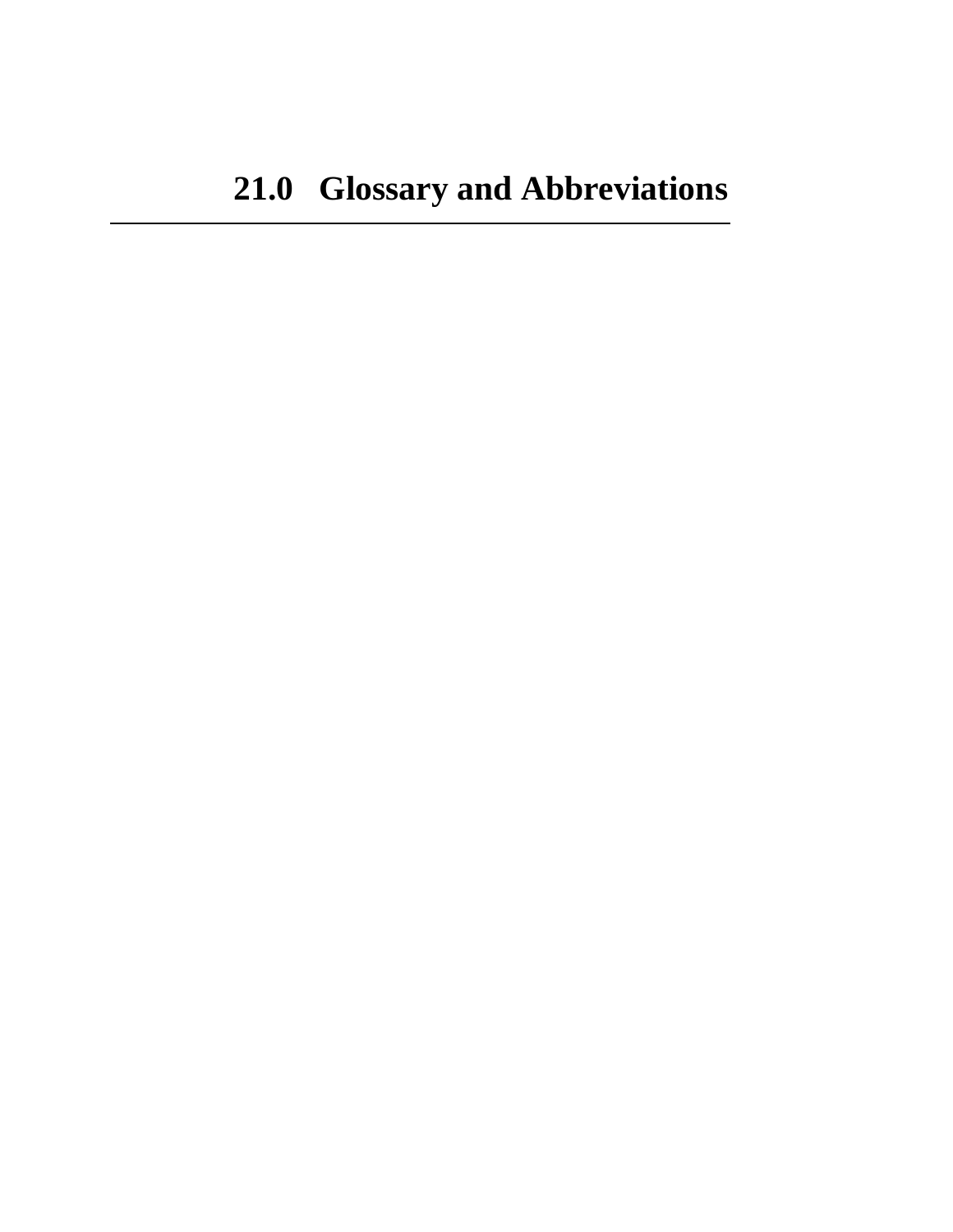# 21.0 Glossary and Abbreviations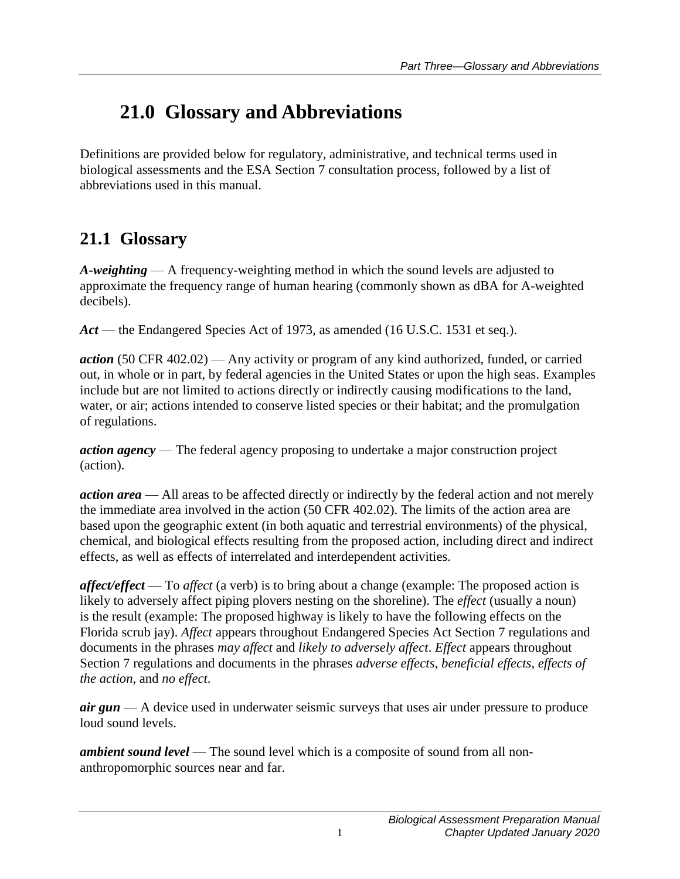# 21.0 Glossary and Abbreviations

Definitions are provided below for regulatory, administrative, and technical terms used in biological assessments and the ESA Section 7 consultation process, followed by a list of abbreviations used in this manual.

## 21.1 Glossary

***A-weighting*** — A frequency-weighting method in which the sound levels are adjusted to approximate the frequency range of human hearing (commonly shown as dBA for A-weighted decibels).

***Act*** — the Endangered Species Act of 1973, as amended (16 U.S.C. 1531 et seq.).

***action*** (50 CFR 402.02) — Any activity or program of any kind authorized, funded, or carried out, in whole or in part, by federal agencies in the United States or upon the high seas. Examples include but are not limited to actions directly or indirectly causing modifications to the land, water, or air; actions intended to conserve listed species or their habitat; and the promulgation of regulations.

***action agency*** — The federal agency proposing to undertake a major construction project (action).

***action area*** — All areas to be affected directly or indirectly by the federal action and not merely the immediate area involved in the action (50 CFR 402.02). The limits of the action area are based upon the geographic extent (in both aquatic and terrestrial environments) of the physical, chemical, and biological effects resulting from the proposed action, including direct and indirect effects, as well as effects of interrelated and interdependent activities.

***affect/effect*** — To *affect* (a verb) is to bring about a change (example: The proposed action is likely to adversely affect piping plovers nesting on the shoreline). The *effect* (usually a noun) is the result (example: The proposed highway is likely to have the following effects on the Florida scrub jay). *Affect* appears throughout Endangered Species Act Section 7 regulations and documents in the phrases *may affect* and *likely to adversely affect*. *Effect* appears throughout Section 7 regulations and documents in the phrases *adverse effects*, *beneficial effects*, *effects of the action*, and *no effect*.

***air gun*** — A device used in underwater seismic surveys that uses air under pressure to produce loud sound levels.

***ambient sound level*** — The sound level which is a composite of sound from all non-anthropomorphic sources near and far.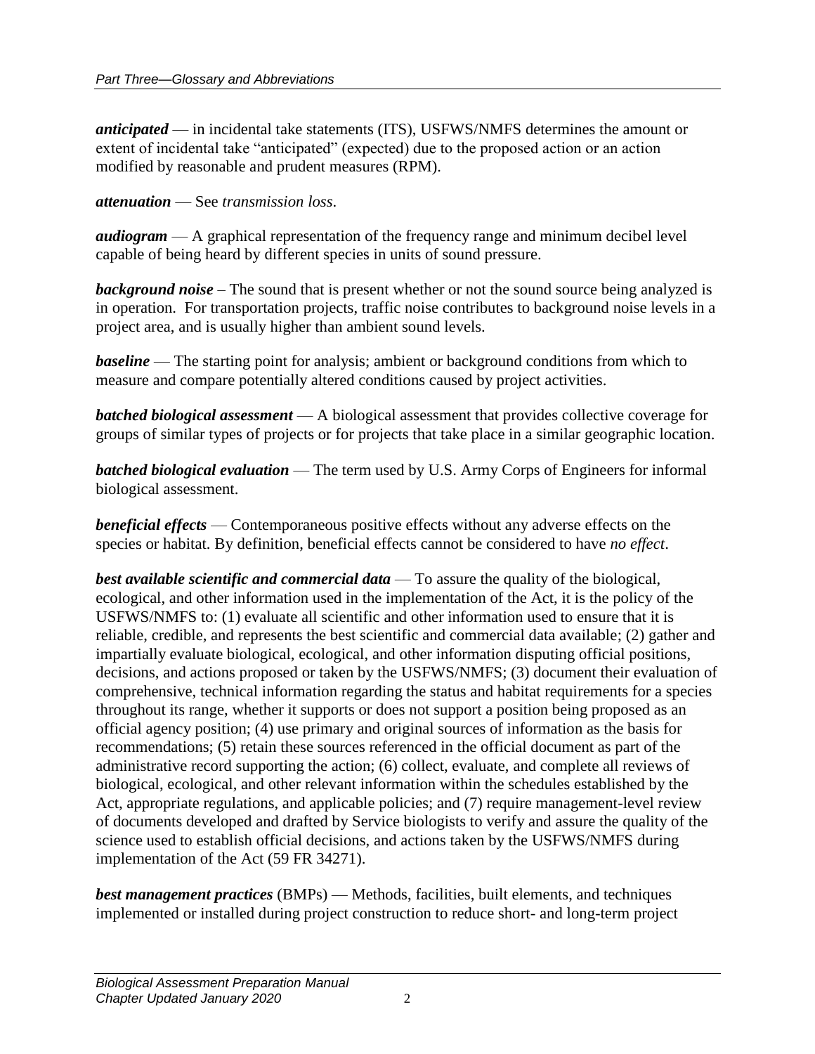***anticipated*** — in incidental take statements (ITS), USFWS/NMFS determines the amount or extent of incidental take "anticipated" (expected) due to the proposed action or an action modified by reasonable and prudent measures (RPM).

***attenuation*** — See *transmission loss*.

***audiogram*** — A graphical representation of the frequency range and minimum decibel level capable of being heard by different species in units of sound pressure.

***background noise*** – The sound that is present whether or not the sound source being analyzed is in operation. For transportation projects, traffic noise contributes to background noise levels in a project area, and is usually higher than ambient sound levels.

***baseline*** — The starting point for analysis; ambient or background conditions from which to measure and compare potentially altered conditions caused by project activities.

***batched biological assessment*** — A biological assessment that provides collective coverage for groups of similar types of projects or for projects that take place in a similar geographic location.

***batched biological evaluation*** — The term used by U.S. Army Corps of Engineers for informal biological assessment.

***beneficial effects*** — Contemporaneous positive effects without any adverse effects on the species or habitat. By definition, beneficial effects cannot be considered to have *no effect*.

***best available scientific and commercial data*** — To assure the quality of the biological, ecological, and other information used in the implementation of the Act, it is the policy of the USFWS/NMFS to: (1) evaluate all scientific and other information used to ensure that it is reliable, credible, and represents the best scientific and commercial data available; (2) gather and impartially evaluate biological, ecological, and other information disputing official positions, decisions, and actions proposed or taken by the USFWS/NMFS; (3) document their evaluation of comprehensive, technical information regarding the status and habitat requirements for a species throughout its range, whether it supports or does not support a position being proposed as an official agency position; (4) use primary and original sources of information as the basis for recommendations; (5) retain these sources referenced in the official document as part of the administrative record supporting the action; (6) collect, evaluate, and complete all reviews of biological, ecological, and other relevant information within the schedules established by the Act, appropriate regulations, and applicable policies; and (7) require management-level review of documents developed and drafted by Service biologists to verify and assure the quality of the science used to establish official decisions, and actions taken by the USFWS/NMFS during implementation of the Act (59 FR 34271).

***best management practices*** (BMPs) — Methods, facilities, built elements, and techniques implemented or installed during project construction to reduce short- and long-term project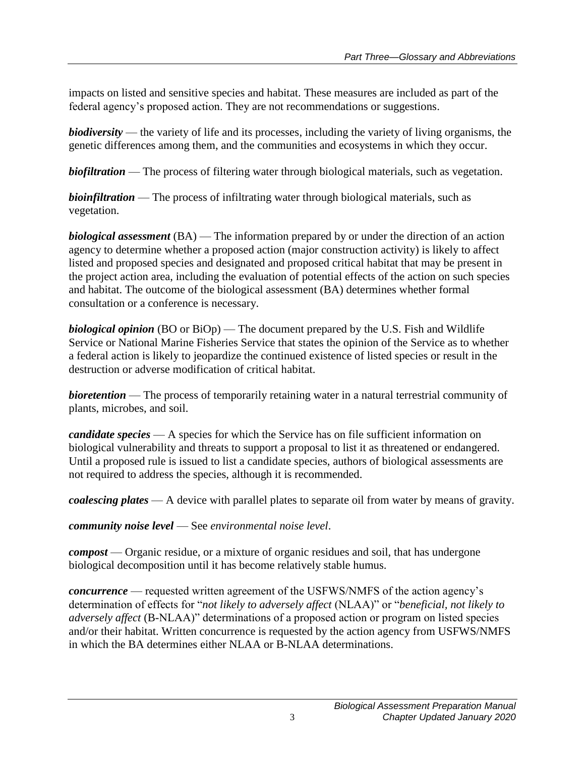impacts on listed and sensitive species and habitat. These measures are included as part of the federal agency's proposed action. They are not recommendations or suggestions.

***biodiversity*** — the variety of life and its processes, including the variety of living organisms, the genetic differences among them, and the communities and ecosystems in which they occur.

***biofiltration*** — The process of filtering water through biological materials, such as vegetation.

***bioinfiltration*** — The process of infiltrating water through biological materials, such as vegetation.

***biological assessment*** (BA) — The information prepared by or under the direction of an action agency to determine whether a proposed action (major construction activity) is likely to affect listed and proposed species and designated and proposed critical habitat that may be present in the project action area, including the evaluation of potential effects of the action on such species and habitat. The outcome of the biological assessment (BA) determines whether formal consultation or a conference is necessary.

***biological opinion*** (BO or BiOp) — The document prepared by the U.S. Fish and Wildlife Service or National Marine Fisheries Service that states the opinion of the Service as to whether a federal action is likely to jeopardize the continued existence of listed species or result in the destruction or adverse modification of critical habitat.

***bioretention*** — The process of temporarily retaining water in a natural terrestrial community of plants, microbes, and soil.

***candidate species*** — A species for which the Service has on file sufficient information on biological vulnerability and threats to support a proposal to list it as threatened or endangered. Until a proposed rule is issued to list a candidate species, authors of biological assessments are not required to address the species, although it is recommended.

***coalescing plates*** — A device with parallel plates to separate oil from water by means of gravity.

***community noise level*** — See *environmental noise level*.

***compost*** — Organic residue, or a mixture of organic residues and soil, that has undergone biological decomposition until it has become relatively stable humus.

***concurrence*** — requested written agreement of the USFWS/NMFS of the action agency's determination of effects for "*not likely to adversely affect* (NLAA)" or "*beneficial, not likely to adversely affect* (B-NLAA)" determinations of a proposed action or program on listed species and/or their habitat. Written concurrence is requested by the action agency from USFWS/NMFS in which the BA determines either NLAA or B-NLAA determinations.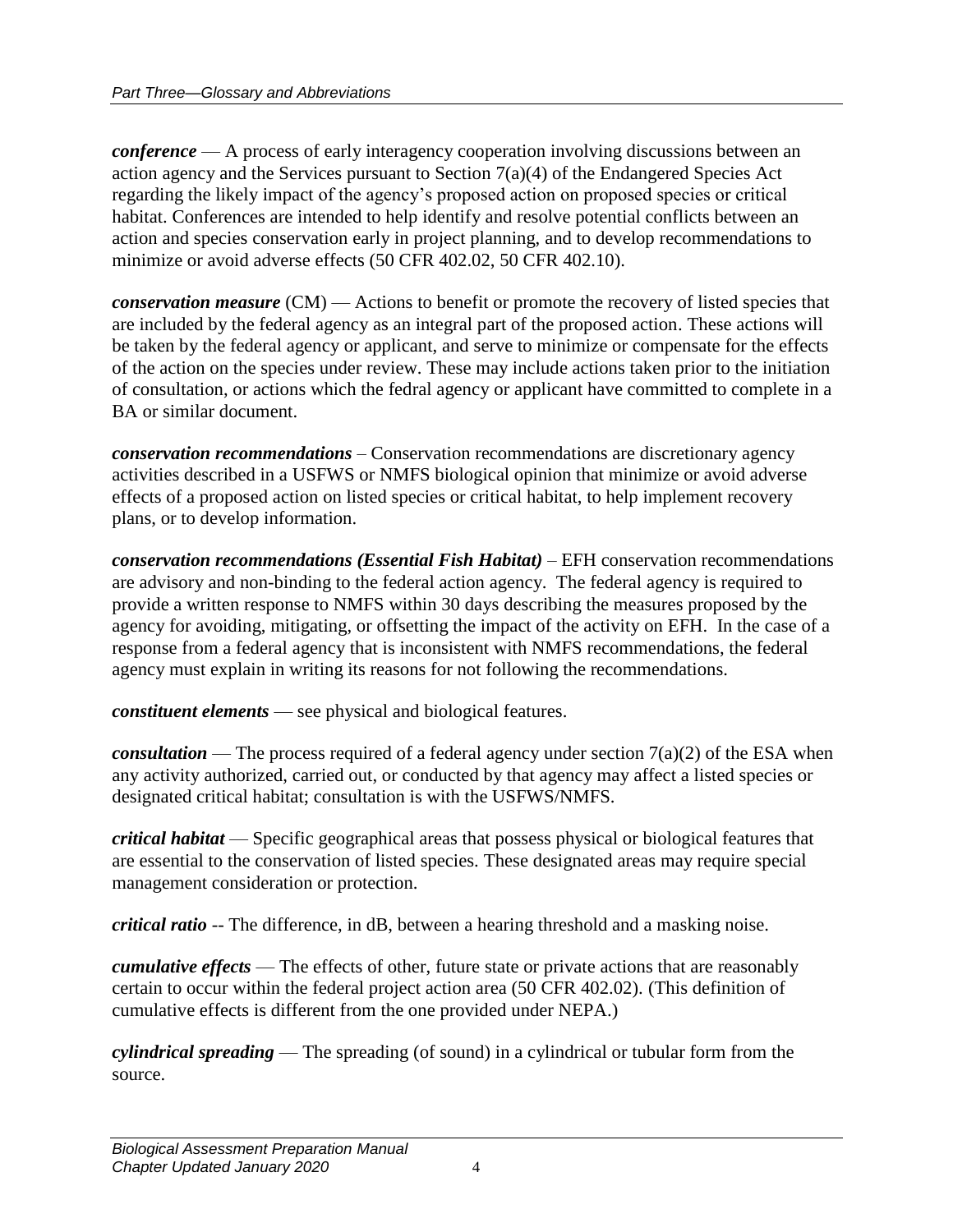***conference*** — A process of early interagency cooperation involving discussions between an action agency and the Services pursuant to Section 7(a)(4) of the Endangered Species Act regarding the likely impact of the agency's proposed action on proposed species or critical habitat. Conferences are intended to help identify and resolve potential conflicts between an action and species conservation early in project planning, and to develop recommendations to minimize or avoid adverse effects (50 CFR 402.02, 50 CFR 402.10).

***conservation measure*** (CM) — Actions to benefit or promote the recovery of listed species that are included by the federal agency as an integral part of the proposed action. These actions will be taken by the federal agency or applicant, and serve to minimize or compensate for the effects of the action on the species under review. These may include actions taken prior to the initiation of consultation, or actions which the fedral agency or applicant have committed to complete in a BA or similar document.

***conservation recommendations*** – Conservation recommendations are discretionary agency activities described in a USFWS or NMFS biological opinion that minimize or avoid adverse effects of a proposed action on listed species or critical habitat, to help implement recovery plans, or to develop information.

***conservation recommendations (Essential Fish Habitat)*** – EFH conservation recommendations are advisory and non-binding to the federal action agency. The federal agency is required to provide a written response to NMFS within 30 days describing the measures proposed by the agency for avoiding, mitigating, or offsetting the impact of the activity on EFH. In the case of a response from a federal agency that is inconsistent with NMFS recommendations, the federal agency must explain in writing its reasons for not following the recommendations.

***constituent elements*** — see physical and biological features.

***consultation*** — The process required of a federal agency under section 7(a)(2) of the ESA when any activity authorized, carried out, or conducted by that agency may affect a listed species or designated critical habitat; consultation is with the USFWS/NMFS.

***critical habitat*** — Specific geographical areas that possess physical or biological features that are essential to the conservation of listed species. These designated areas may require special management consideration or protection.

***critical ratio*** -- The difference, in dB, between a hearing threshold and a masking noise.

***cumulative effects*** — The effects of other, future state or private actions that are reasonably certain to occur within the federal project action area (50 CFR 402.02). (This definition of cumulative effects is different from the one provided under NEPA.)

***cylindrical spreading*** — The spreading (of sound) in a cylindrical or tubular form from the source.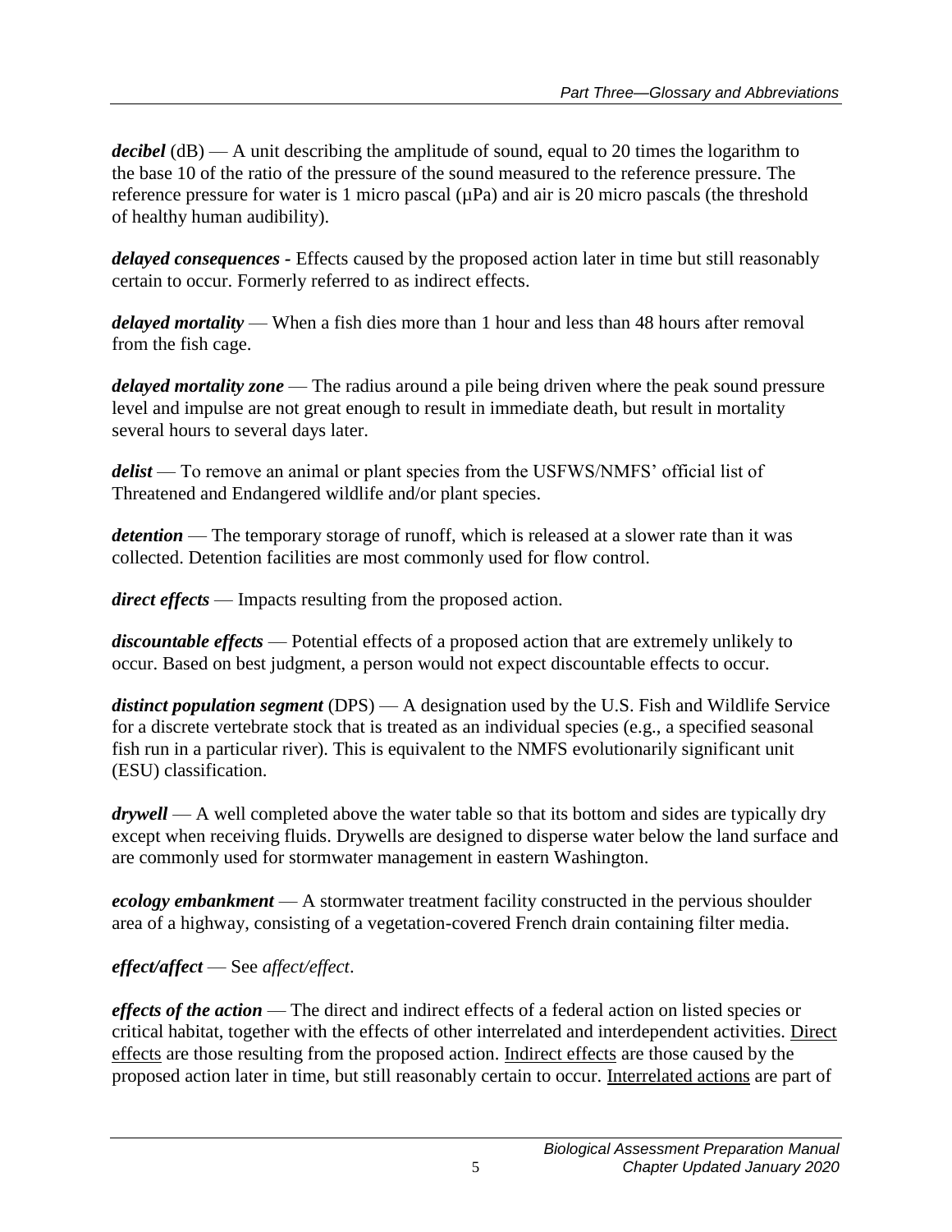***decibel*** (dB) — A unit describing the amplitude of sound, equal to 20 times the logarithm to the base 10 of the ratio of the pressure of the sound measured to the reference pressure. The reference pressure for water is 1 micro pascal (µPa) and air is 20 micro pascals (the threshold of healthy human audibility).

***delayed consequences*** - Effects caused by the proposed action later in time but still reasonably certain to occur. Formerly referred to as indirect effects.

***delayed mortality*** — When a fish dies more than 1 hour and less than 48 hours after removal from the fish cage.

***delayed mortality zone*** — The radius around a pile being driven where the peak sound pressure level and impulse are not great enough to result in immediate death, but result in mortality several hours to several days later.

***delist*** — To remove an animal or plant species from the USFWS/NMFS' official list of Threatened and Endangered wildlife and/or plant species.

***detention*** — The temporary storage of runoff, which is released at a slower rate than it was collected. Detention facilities are most commonly used for flow control.

***direct effects*** — Impacts resulting from the proposed action.

***discountable effects*** — Potential effects of a proposed action that are extremely unlikely to occur. Based on best judgment, a person would not expect discountable effects to occur.

***distinct population segment*** (DPS) — A designation used by the U.S. Fish and Wildlife Service for a discrete vertebrate stock that is treated as an individual species (e.g., a specified seasonal fish run in a particular river). This is equivalent to the NMFS evolutionarily significant unit (ESU) classification.

***drywell*** — A well completed above the water table so that its bottom and sides are typically dry except when receiving fluids. Drywells are designed to disperse water below the land surface and are commonly used for stormwater management in eastern Washington.

***ecology embankment*** — A stormwater treatment facility constructed in the pervious shoulder area of a highway, consisting of a vegetation-covered French drain containing filter media.

***effect/affect*** — See *affect/effect*.

***effects of the action*** — The direct and indirect effects of a federal action on listed species or critical habitat, together with the effects of other interrelated and interdependent activities. <u>Direct effects</u> are those resulting from the proposed action. <u>Indirect effects</u> are those caused by the proposed action later in time, but still reasonably certain to occur. <u>Interrelated actions</u> are part of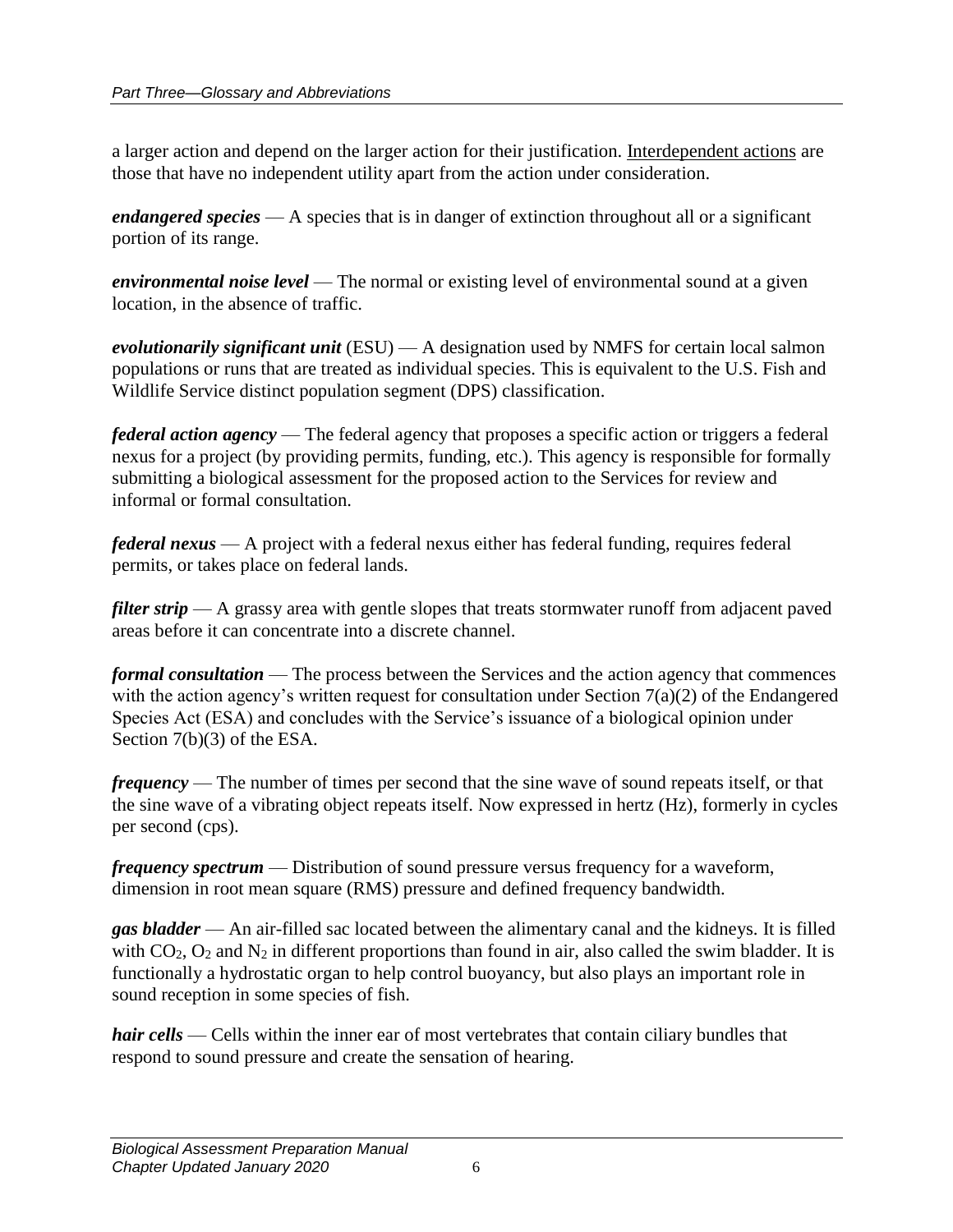a larger action and depend on the larger action for their justification. Interdependent actions are those that have no independent utility apart from the action under consideration.

***endangered species*** — A species that is in danger of extinction throughout all or a significant portion of its range.

***environmental noise level*** — The normal or existing level of environmental sound at a given location, in the absence of traffic.

***evolutionarily significant unit*** (ESU) — A designation used by NMFS for certain local salmon populations or runs that are treated as individual species. This is equivalent to the U.S. Fish and Wildlife Service distinct population segment (DPS) classification.

***federal action agency*** — The federal agency that proposes a specific action or triggers a federal nexus for a project (by providing permits, funding, etc.). This agency is responsible for formally submitting a biological assessment for the proposed action to the Services for review and informal or formal consultation.

***federal nexus*** — A project with a federal nexus either has federal funding, requires federal permits, or takes place on federal lands.

***filter strip*** — A grassy area with gentle slopes that treats stormwater runoff from adjacent paved areas before it can concentrate into a discrete channel.

***formal consultation*** — The process between the Services and the action agency that commences with the action agency's written request for consultation under Section 7(a)(2) of the Endangered Species Act (ESA) and concludes with the Service's issuance of a biological opinion under Section 7(b)(3) of the ESA.

***frequency*** — The number of times per second that the sine wave of sound repeats itself, or that the sine wave of a vibrating object repeats itself. Now expressed in hertz (Hz), formerly in cycles per second (cps).

***frequency spectrum*** — Distribution of sound pressure versus frequency for a waveform, dimension in root mean square (RMS) pressure and defined frequency bandwidth.

***gas bladder*** — An air-filled sac located between the alimentary canal and the kidneys. It is filled with $CO_2$, $O_2$ and $N_2$ in different proportions than found in air, also called the swim bladder. It is functionally a hydrostatic organ to help control buoyancy, but also plays an important role in sound reception in some species of fish.

***hair cells*** — Cells within the inner ear of most vertebrates that contain ciliary bundles that respond to sound pressure and create the sensation of hearing.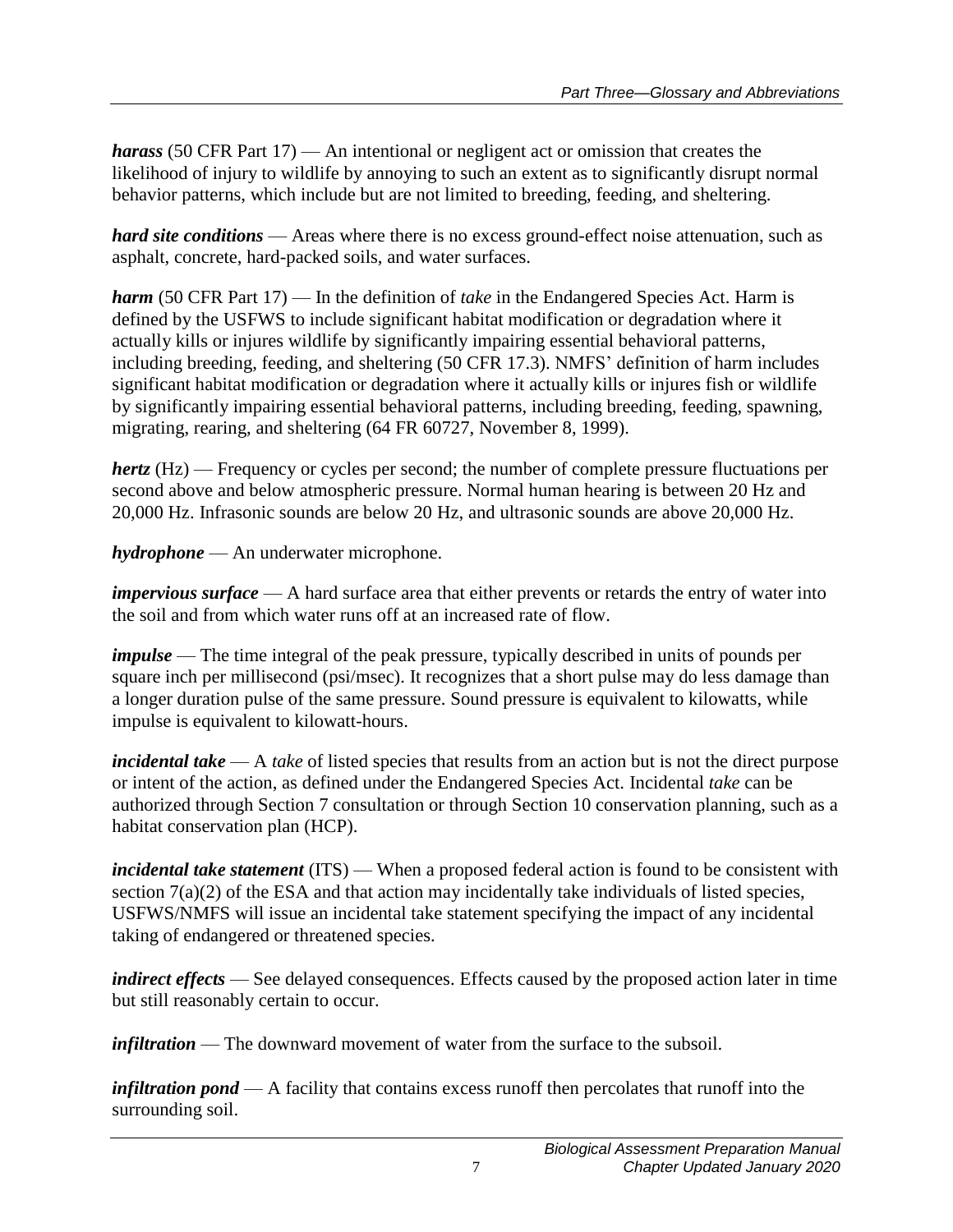***harass*** (50 CFR Part 17) — An intentional or negligent act or omission that creates the likelihood of injury to wildlife by annoying to such an extent as to significantly disrupt normal behavior patterns, which include but are not limited to breeding, feeding, and sheltering.

***hard site conditions*** — Areas where there is no excess ground-effect noise attenuation, such as asphalt, concrete, hard-packed soils, and water surfaces.

***harm*** (50 CFR Part 17) — In the definition of *take* in the Endangered Species Act. Harm is defined by the USFWS to include significant habitat modification or degradation where it actually kills or injures wildlife by significantly impairing essential behavioral patterns, including breeding, feeding, and sheltering (50 CFR 17.3). NMFS' definition of harm includes significant habitat modification or degradation where it actually kills or injures fish or wildlife by significantly impairing essential behavioral patterns, including breeding, feeding, spawning, migrating, rearing, and sheltering (64 FR 60727, November 8, 1999).

***hertz*** (Hz) — Frequency or cycles per second; the number of complete pressure fluctuations per second above and below atmospheric pressure. Normal human hearing is between 20 Hz and 20,000 Hz. Infrasonic sounds are below 20 Hz, and ultrasonic sounds are above 20,000 Hz.

***hydrophone*** — An underwater microphone.

***impervious surface*** — A hard surface area that either prevents or retards the entry of water into the soil and from which water runs off at an increased rate of flow.

***impulse*** — The time integral of the peak pressure, typically described in units of pounds per square inch per millisecond (psi/msec). It recognizes that a short pulse may do less damage than a longer duration pulse of the same pressure. Sound pressure is equivalent to kilowatts, while impulse is equivalent to kilowatt-hours.

***incidental take*** — A *take* of listed species that results from an action but is not the direct purpose or intent of the action, as defined under the Endangered Species Act. Incidental *take* can be authorized through Section 7 consultation or through Section 10 conservation planning, such as a habitat conservation plan (HCP).

***incidental take statement*** (ITS) — When a proposed federal action is found to be consistent with section 7(a)(2) of the ESA and that action may incidentally take individuals of listed species, USFWS/NMFS will issue an incidental take statement specifying the impact of any incidental taking of endangered or threatened species.

***indirect effects*** — See delayed consequences. Effects caused by the proposed action later in time but still reasonably certain to occur.

***infiltration*** — The downward movement of water from the surface to the subsoil.

***infiltration pond*** — A facility that contains excess runoff then percolates that runoff into the surrounding soil.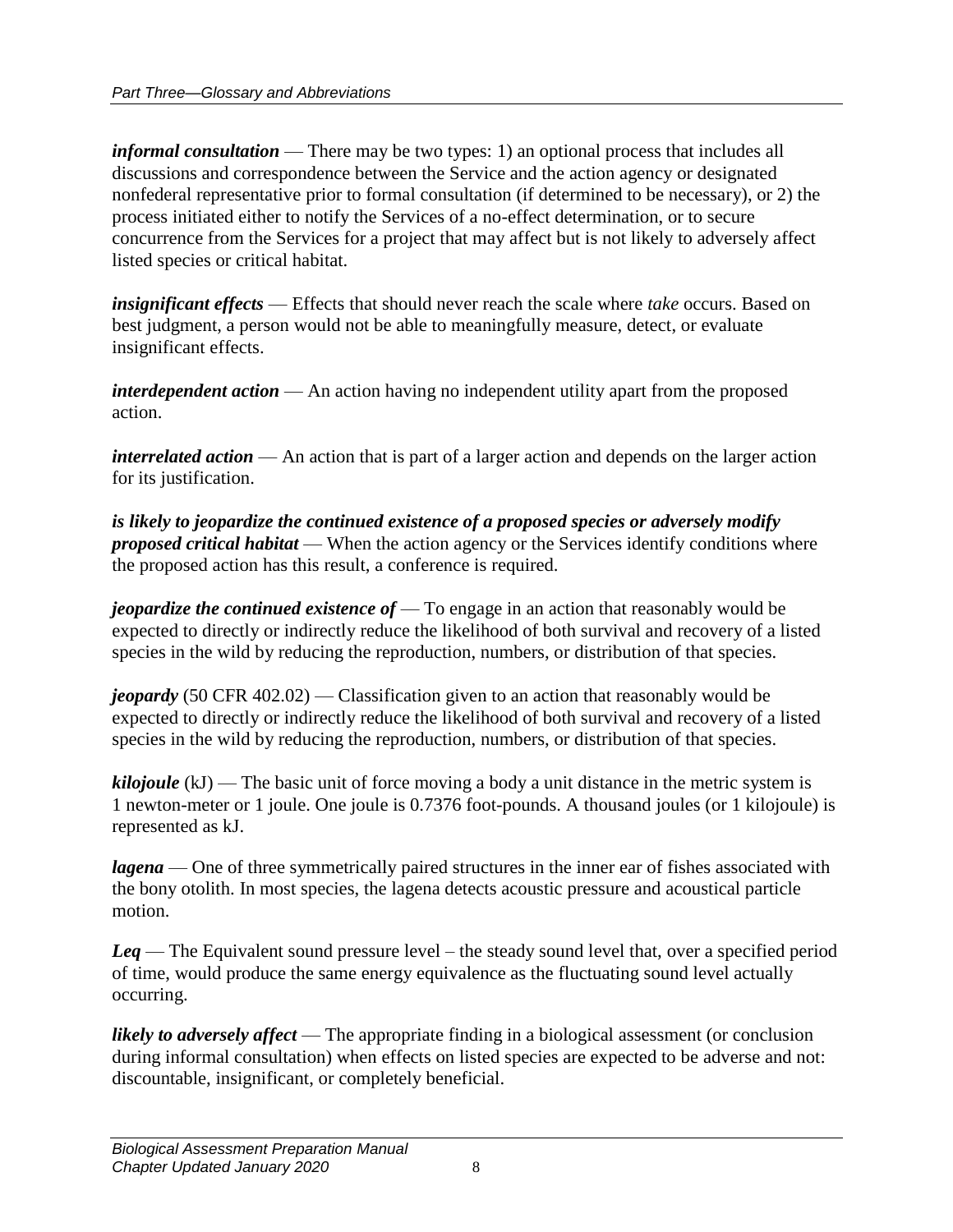***informal consultation*** — There may be two types: 1) an optional process that includes all discussions and correspondence between the Service and the action agency or designated nonfederal representative prior to formal consultation (if determined to be necessary), or 2) the process initiated either to notify the Services of a no-effect determination, or to secure concurrence from the Services for a project that may affect but is not likely to adversely affect listed species or critical habitat.

***insignificant effects*** — Effects that should never reach the scale where *take* occurs. Based on best judgment, a person would not be able to meaningfully measure, detect, or evaluate insignificant effects.

***interdependent action*** — An action having no independent utility apart from the proposed action.

***interrelated action*** — An action that is part of a larger action and depends on the larger action for its justification.

***is likely to jeopardize the continued existence of a proposed species or adversely modify proposed critical habitat*** — When the action agency or the Services identify conditions where the proposed action has this result, a conference is required.

***jeopardize the continued existence of*** — To engage in an action that reasonably would be expected to directly or indirectly reduce the likelihood of both survival and recovery of a listed species in the wild by reducing the reproduction, numbers, or distribution of that species.

***jeopardy*** (50 CFR 402.02) — Classification given to an action that reasonably would be expected to directly or indirectly reduce the likelihood of both survival and recovery of a listed species in the wild by reducing the reproduction, numbers, or distribution of that species.

***kilojoule*** (kJ) — The basic unit of force moving a body a unit distance in the metric system is 1 newton-meter or 1 joule. One joule is 0.7376 foot-pounds. A thousand joules (or 1 kilojoule) is represented as kJ.

***lagena*** — One of three symmetrically paired structures in the inner ear of fishes associated with the bony otolith. In most species, the lagena detects acoustic pressure and acoustical particle motion.

***Leq*** — The Equivalent sound pressure level – the steady sound level that, over a specified period of time, would produce the same energy equivalence as the fluctuating sound level actually occurring.

***likely to adversely affect*** — The appropriate finding in a biological assessment (or conclusion during informal consultation) when effects on listed species are expected to be adverse and not: discountable, insignificant, or completely beneficial.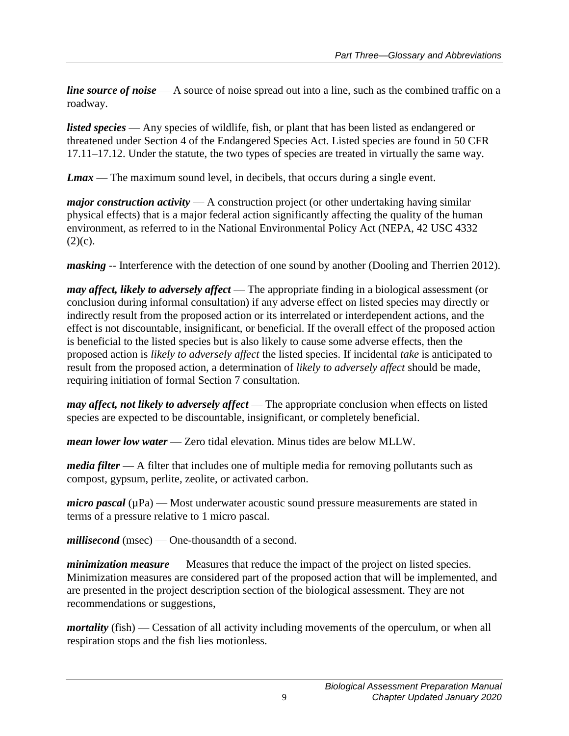***line source of noise*** — A source of noise spread out into a line, such as the combined traffic on a roadway.

***listed species*** — Any species of wildlife, fish, or plant that has been listed as endangered or threatened under Section 4 of the Endangered Species Act. Listed species are found in 50 CFR 17.11–17.12. Under the statute, the two types of species are treated in virtually the same way.

***Lmax*** — The maximum sound level, in decibels, that occurs during a single event.

***major construction activity*** — A construction project (or other undertaking having similar physical effects) that is a major federal action significantly affecting the quality of the human environment, as referred to in the National Environmental Policy Act (NEPA, 42 USC 4332 (2)(c).

***masking*** -- Interference with the detection of one sound by another (Dooling and Therrien 2012).

***may affect, likely to adversely affect*** — The appropriate finding in a biological assessment (or conclusion during informal consultation) if any adverse effect on listed species may directly or indirectly result from the proposed action or its interrelated or interdependent actions, and the effect is not discountable, insignificant, or beneficial. If the overall effect of the proposed action is beneficial to the listed species but is also likely to cause some adverse effects, then the proposed action is *likely to adversely affect* the listed species. If incidental *take* is anticipated to result from the proposed action, a determination of *likely to adversely affect* should be made, requiring initiation of formal Section 7 consultation.

***may affect, not likely to adversely affect*** — The appropriate conclusion when effects on listed species are expected to be discountable, insignificant, or completely beneficial.

***mean lower low water*** — Zero tidal elevation. Minus tides are below MLLW.

***media filter*** — A filter that includes one of multiple media for removing pollutants such as compost, gypsum, perlite, zeolite, or activated carbon.

***micro pascal*** (µPa) — Most underwater acoustic sound pressure measurements are stated in terms of a pressure relative to 1 micro pascal.

***millisecond*** (msec) — One-thousandth of a second.

***minimization measure*** — Measures that reduce the impact of the project on listed species. Minimization measures are considered part of the proposed action that will be implemented, and are presented in the project description section of the biological assessment. They are not recommendations or suggestions,

***mortality*** (fish) — Cessation of all activity including movements of the operculum, or when all respiration stops and the fish lies motionless.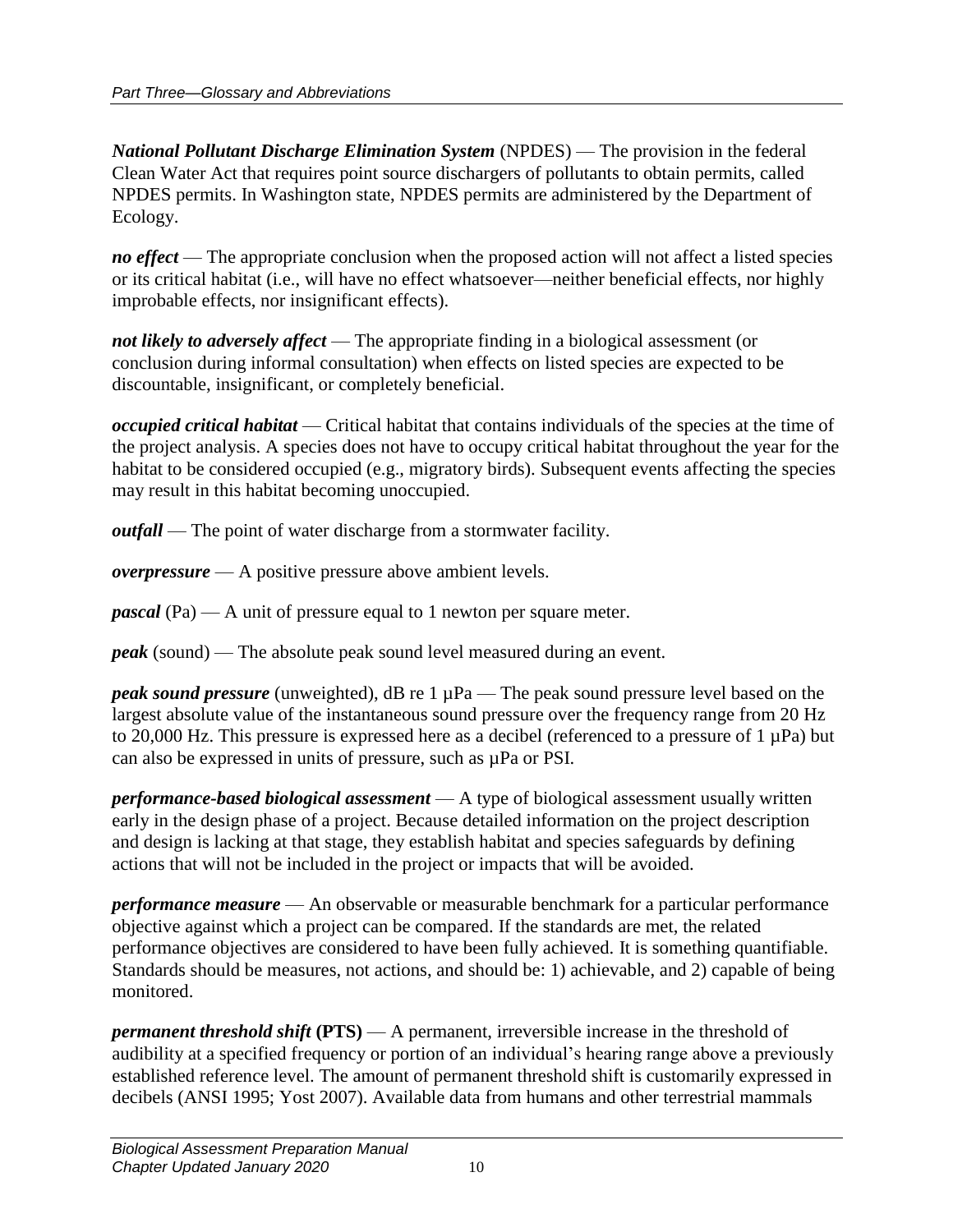***National Pollutant Discharge Elimination System*** (NPDES) — The provision in the federal Clean Water Act that requires point source dischargers of pollutants to obtain permits, called NPDES permits. In Washington state, NPDES permits are administered by the Department of Ecology.

***no effect*** — The appropriate conclusion when the proposed action will not affect a listed species or its critical habitat (i.e., will have no effect whatsoever—neither beneficial effects, nor highly improbable effects, nor insignificant effects).

***not likely to adversely affect*** — The appropriate finding in a biological assessment (or conclusion during informal consultation) when effects on listed species are expected to be discountable, insignificant, or completely beneficial.

***occupied critical habitat*** — Critical habitat that contains individuals of the species at the time of the project analysis. A species does not have to occupy critical habitat throughout the year for the habitat to be considered occupied (e.g., migratory birds). Subsequent events affecting the species may result in this habitat becoming unoccupied.

***outfall*** — The point of water discharge from a stormwater facility.

***overpressure*** — A positive pressure above ambient levels.

***pascal*** (Pa) — A unit of pressure equal to 1 newton per square meter.

***peak*** (sound) — The absolute peak sound level measured during an event.

***peak sound pressure*** (unweighted), dB re 1 µPa — The peak sound pressure level based on the largest absolute value of the instantaneous sound pressure over the frequency range from 20 Hz to 20,000 Hz. This pressure is expressed here as a decibel (referenced to a pressure of 1 µPa) but can also be expressed in units of pressure, such as µPa or PSI.

***performance-based biological assessment*** — A type of biological assessment usually written early in the design phase of a project. Because detailed information on the project description and design is lacking at that stage, they establish habitat and species safeguards by defining actions that will not be included in the project or impacts that will be avoided.

***performance measure*** — An observable or measurable benchmark for a particular performance objective against which a project can be compared. If the standards are met, the related performance objectives are considered to have been fully achieved. It is something quantifiable. Standards should be measures, not actions, and should be: 1) achievable, and 2) capable of being monitored.

***permanent threshold shift* (PTS)** — A permanent, irreversible increase in the threshold of audibility at a specified frequency or portion of an individual's hearing range above a previously established reference level. The amount of permanent threshold shift is customarily expressed in decibels (ANSI 1995; Yost 2007). Available data from humans and other terrestrial mammals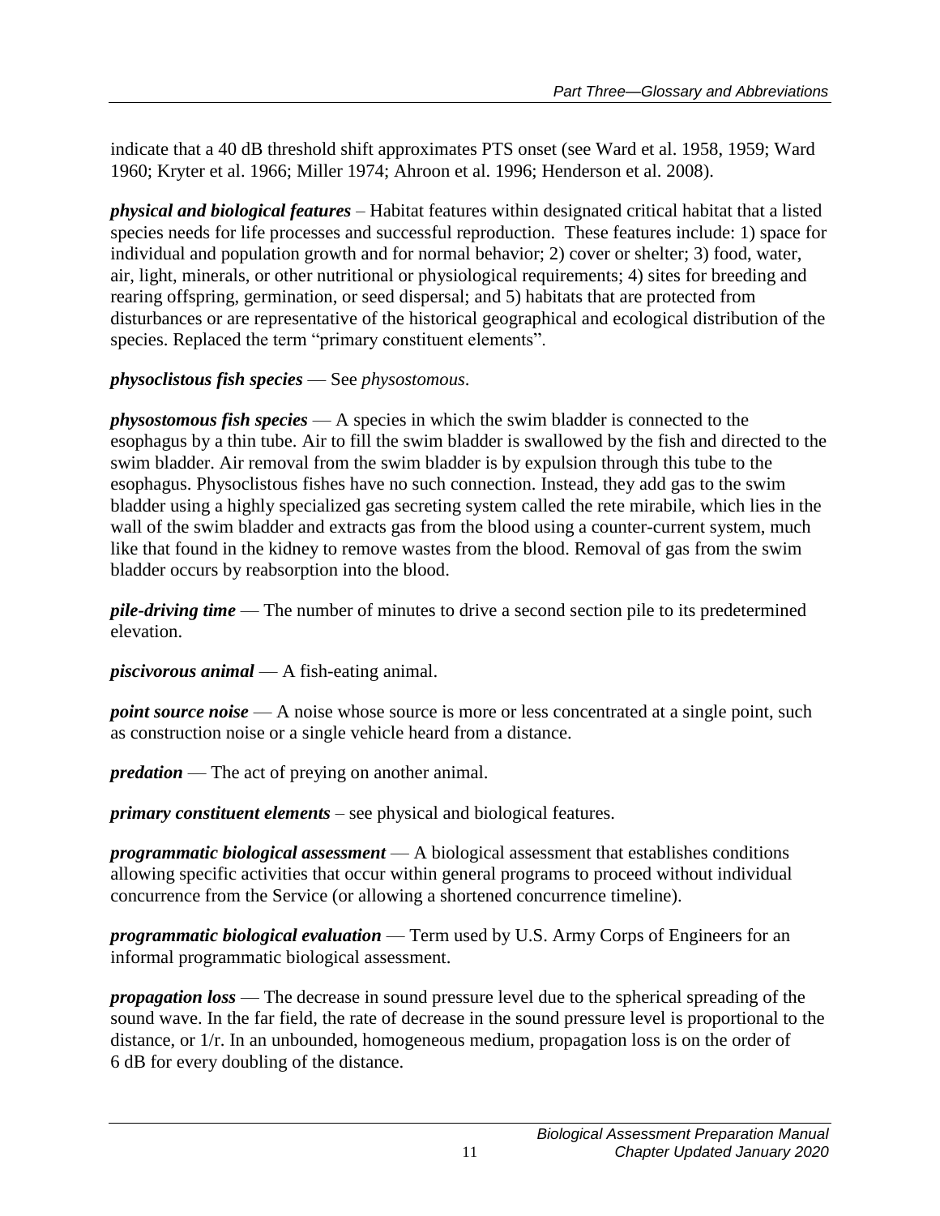indicate that a 40 dB threshold shift approximates PTS onset (see Ward et al. 1958, 1959; Ward 1960; Kryter et al. 1966; Miller 1974; Ahroon et al. 1996; Henderson et al. 2008).

***physical and biological features*** – Habitat features within designated critical habitat that a listed species needs for life processes and successful reproduction. These features include: 1) space for individual and population growth and for normal behavior; 2) cover or shelter; 3) food, water, air, light, minerals, or other nutritional or physiological requirements; 4) sites for breeding and rearing offspring, germination, or seed dispersal; and 5) habitats that are protected from disturbances or are representative of the historical geographical and ecological distribution of the species. Replaced the term "primary constituent elements".

***physoclistous fish species*** — See *physostomous*.

***physostomous fish species*** — A species in which the swim bladder is connected to the esophagus by a thin tube. Air to fill the swim bladder is swallowed by the fish and directed to the swim bladder. Air removal from the swim bladder is by expulsion through this tube to the esophagus. Physoclistous fishes have no such connection. Instead, they add gas to the swim bladder using a highly specialized gas secreting system called the rete mirabile, which lies in the wall of the swim bladder and extracts gas from the blood using a counter-current system, much like that found in the kidney to remove wastes from the blood. Removal of gas from the swim bladder occurs by reabsorption into the blood.

***pile-driving time*** — The number of minutes to drive a second section pile to its predetermined elevation.

***piscivorous animal*** — A fish-eating animal.

***point source noise*** — A noise whose source is more or less concentrated at a single point, such as construction noise or a single vehicle heard from a distance.

***predation*** — The act of preying on another animal.

***primary constituent elements*** – see physical and biological features.

***programmatic biological assessment*** — A biological assessment that establishes conditions allowing specific activities that occur within general programs to proceed without individual concurrence from the Service (or allowing a shortened concurrence timeline).

***programmatic biological evaluation*** — Term used by U.S. Army Corps of Engineers for an informal programmatic biological assessment.

***propagation loss*** — The decrease in sound pressure level due to the spherical spreading of the sound wave. In the far field, the rate of decrease in the sound pressure level is proportional to the distance, or 1/r. In an unbounded, homogeneous medium, propagation loss is on the order of 6 dB for every doubling of the distance.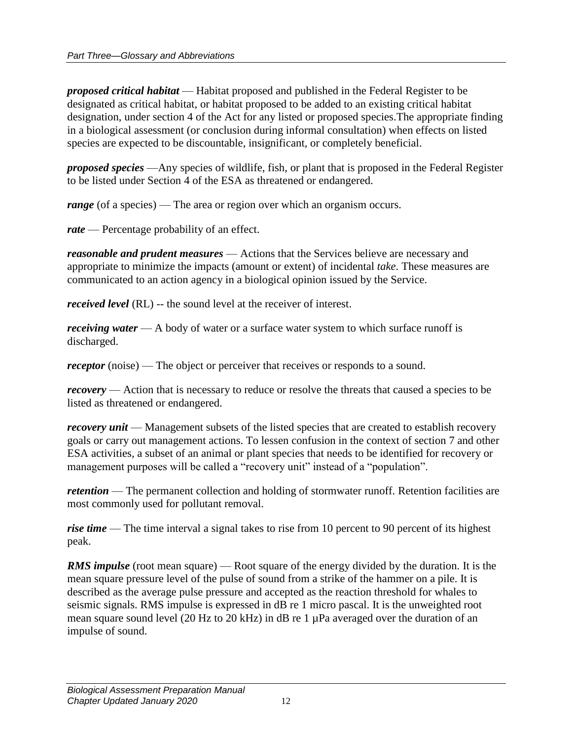***proposed critical habitat*** — Habitat proposed and published in the Federal Register to be designated as critical habitat, or habitat proposed to be added to an existing critical habitat designation, under section 4 of the Act for any listed or proposed species.The appropriate finding in a biological assessment (or conclusion during informal consultation) when effects on listed species are expected to be discountable, insignificant, or completely beneficial.

***proposed species*** —Any species of wildlife, fish, or plant that is proposed in the Federal Register to be listed under Section 4 of the ESA as threatened or endangered.

***range*** (of a species) — The area or region over which an organism occurs.

***rate*** — Percentage probability of an effect.

***reasonable and prudent measures*** — Actions that the Services believe are necessary and appropriate to minimize the impacts (amount or extent) of incidental *take*. These measures are communicated to an action agency in a biological opinion issued by the Service.

***received level*** (RL) -- the sound level at the receiver of interest.

***receiving water*** — A body of water or a surface water system to which surface runoff is discharged.

***receptor*** (noise) — The object or perceiver that receives or responds to a sound.

***recovery*** — Action that is necessary to reduce or resolve the threats that caused a species to be listed as threatened or endangered.

***recovery unit*** — Management subsets of the listed species that are created to establish recovery goals or carry out management actions. To lessen confusion in the context of section 7 and other ESA activities, a subset of an animal or plant species that needs to be identified for recovery or management purposes will be called a "recovery unit" instead of a "population".

***retention*** — The permanent collection and holding of stormwater runoff. Retention facilities are most commonly used for pollutant removal.

***rise time*** — The time interval a signal takes to rise from 10 percent to 90 percent of its highest peak.

***RMS impulse*** (root mean square) — Root square of the energy divided by the duration. It is the mean square pressure level of the pulse of sound from a strike of the hammer on a pile. It is described as the average pulse pressure and accepted as the reaction threshold for whales to seismic signals. RMS impulse is expressed in dB re 1 micro pascal. It is the unweighted root mean square sound level (20 Hz to 20 kHz) in dB re 1 µPa averaged over the duration of an impulse of sound.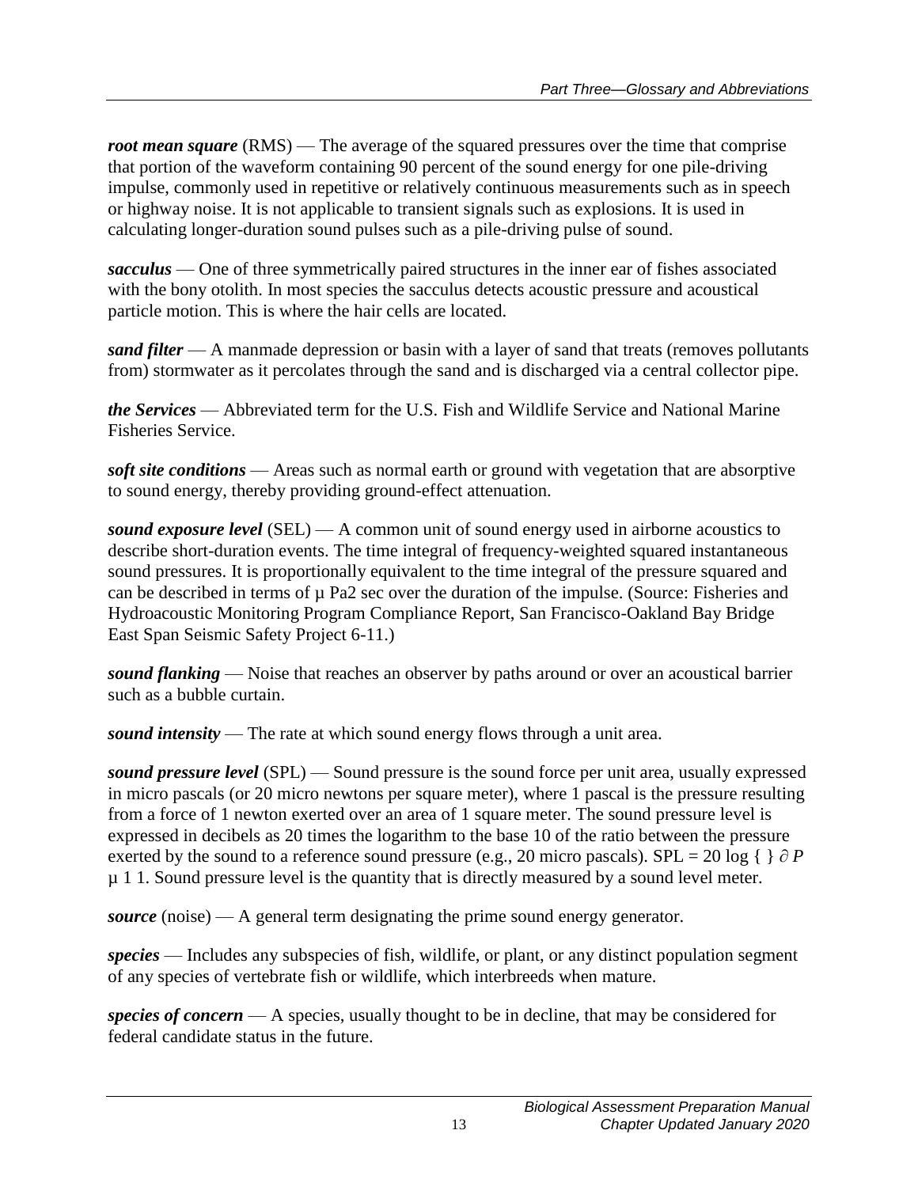*root mean square* (RMS) — The average of the squared pressures over the time that comprise that portion of the waveform containing 90 percent of the sound energy for one pile-driving impulse, commonly used in repetitive or relatively continuous measurements such as in speech or highway noise. It is not applicable to transient signals such as explosions. It is used in calculating longer-duration sound pulses such as a pile-driving pulse of sound.

*sacculus* — One of three symmetrically paired structures in the inner ear of fishes associated with the bony otolith. In most species the sacculus detects acoustic pressure and acoustical particle motion. This is where the hair cells are located.

*sand filter* — A manmade depression or basin with a layer of sand that treats (removes pollutants from) stormwater as it percolates through the sand and is discharged via a central collector pipe.

*the Services* — Abbreviated term for the U.S. Fish and Wildlife Service and National Marine Fisheries Service.

*soft site conditions* — Areas such as normal earth or ground with vegetation that are absorptive to sound energy, thereby providing ground-effect attenuation.

*sound exposure level* (SEL) — A common unit of sound energy used in airborne acoustics to describe short-duration events. The time integral of frequency-weighted squared instantaneous sound pressures. It is proportionally equivalent to the time integral of the pressure squared and can be described in terms of µ Pa2 sec over the duration of the impulse. (Source: Fisheries and Hydroacoustic Monitoring Program Compliance Report, San Francisco-Oakland Bay Bridge East Span Seismic Safety Project 6-11.)

*sound flanking* — Noise that reaches an observer by paths around or over an acoustical barrier such as a bubble curtain.

*sound intensity* — The rate at which sound energy flows through a unit area.

*sound pressure level* (SPL) — Sound pressure is the sound force per unit area, usually expressed in micro pascals (or 20 micro newtons per square meter), where 1 pascal is the pressure resulting from a force of 1 newton exerted over an area of 1 square meter. The sound pressure level is expressed in decibels as 20 times the logarithm to the base 10 of the ratio between the pressure exerted by the sound to a reference sound pressure (e.g., 20 micro pascals). SPL = 20 log { } ∂ *P* µ 1 1. Sound pressure level is the quantity that is directly measured by a sound level meter.

*source* (noise) — A general term designating the prime sound energy generator.

*species* — Includes any subspecies of fish, wildlife, or plant, or any distinct population segment of any species of vertebrate fish or wildlife, which interbreeds when mature.

*species of concern* — A species, usually thought to be in decline, that may be considered for federal candidate status in the future.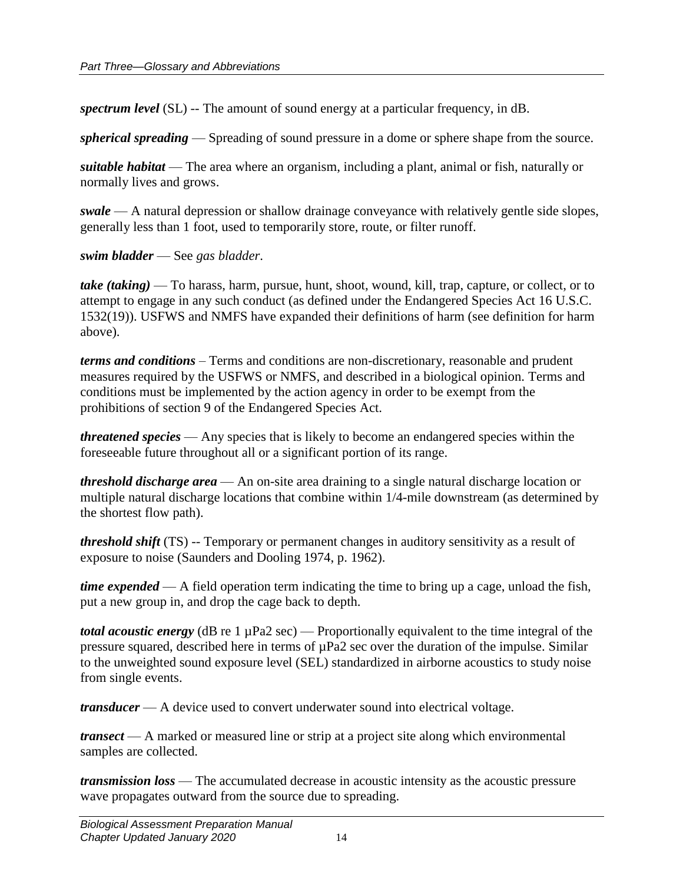***spectrum level*** (SL) -- The amount of sound energy at a particular frequency, in dB.

***spherical spreading*** — Spreading of sound pressure in a dome or sphere shape from the source.

***suitable habitat*** — The area where an organism, including a plant, animal or fish, naturally or normally lives and grows.

***swale*** — A natural depression or shallow drainage conveyance with relatively gentle side slopes, generally less than 1 foot, used to temporarily store, route, or filter runoff.

***swim bladder*** — See *gas bladder*.

***take (taking)*** — To harass, harm, pursue, hunt, shoot, wound, kill, trap, capture, or collect, or to attempt to engage in any such conduct (as defined under the Endangered Species Act 16 U.S.C. 1532(19)). USFWS and NMFS have expanded their definitions of harm (see definition for harm above).

***terms and conditions*** – Terms and conditions are non-discretionary, reasonable and prudent measures required by the USFWS or NMFS, and described in a biological opinion. Terms and conditions must be implemented by the action agency in order to be exempt from the prohibitions of section 9 of the Endangered Species Act.

***threatened species*** — Any species that is likely to become an endangered species within the foreseeable future throughout all or a significant portion of its range.

***threshold discharge area*** — An on-site area draining to a single natural discharge location or multiple natural discharge locations that combine within 1/4-mile downstream (as determined by the shortest flow path).

***threshold shift*** (TS) -- Temporary or permanent changes in auditory sensitivity as a result of exposure to noise (Saunders and Dooling 1974, p. 1962).

***time expended*** — A field operation term indicating the time to bring up a cage, unload the fish, put a new group in, and drop the cage back to depth.

***total acoustic energy*** (dB re 1 µPa2 sec) — Proportionally equivalent to the time integral of the pressure squared, described here in terms of µPa2 sec over the duration of the impulse. Similar to the unweighted sound exposure level (SEL) standardized in airborne acoustics to study noise from single events.

***transducer*** — A device used to convert underwater sound into electrical voltage.

***transect*** — A marked or measured line or strip at a project site along which environmental samples are collected.

***transmission loss*** — The accumulated decrease in acoustic intensity as the acoustic pressure wave propagates outward from the source due to spreading.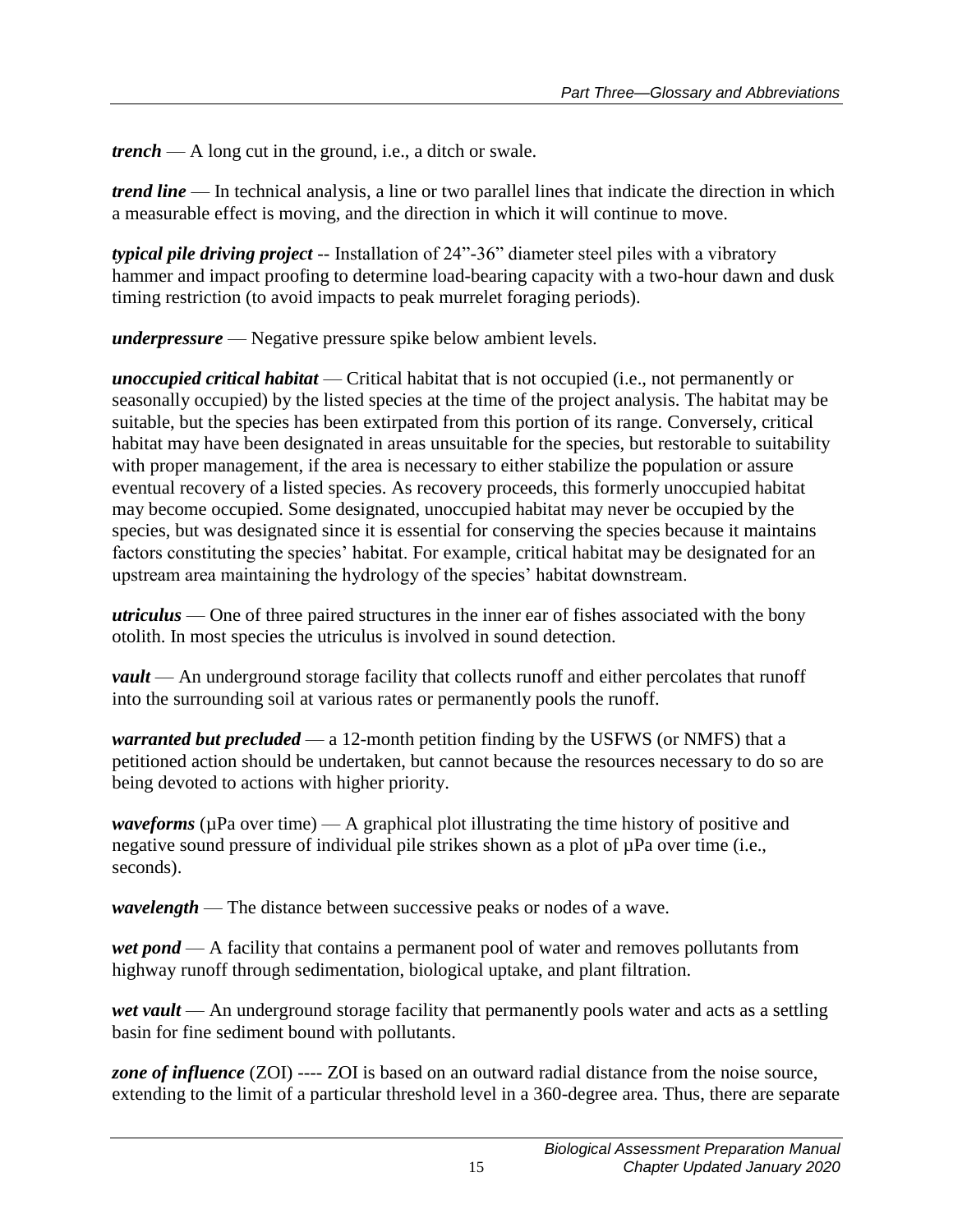***trench*** — A long cut in the ground, i.e., a ditch or swale.

***trend line*** — In technical analysis, a line or two parallel lines that indicate the direction in which a measurable effect is moving, and the direction in which it will continue to move.

***typical pile driving project*** -- Installation of 24”-36” diameter steel piles with a vibratory hammer and impact proofing to determine load-bearing capacity with a two-hour dawn and dusk timing restriction (to avoid impacts to peak murrelet foraging periods).

***underpressure*** — Negative pressure spike below ambient levels.

***unoccupied critical habitat*** — Critical habitat that is not occupied (i.e., not permanently or seasonally occupied) by the listed species at the time of the project analysis. The habitat may be suitable, but the species has been extirpated from this portion of its range. Conversely, critical habitat may have been designated in areas unsuitable for the species, but restorable to suitability with proper management, if the area is necessary to either stabilize the population or assure eventual recovery of a listed species. As recovery proceeds, this formerly unoccupied habitat may become occupied. Some designated, unoccupied habitat may never be occupied by the species, but was designated since it is essential for conserving the species because it maintains factors constituting the species’ habitat. For example, critical habitat may be designated for an upstream area maintaining the hydrology of the species’ habitat downstream.

***utriculus*** — One of three paired structures in the inner ear of fishes associated with the bony otolith. In most species the utriculus is involved in sound detection.

***vault*** — An underground storage facility that collects runoff and either percolates that runoff into the surrounding soil at various rates or permanently pools the runoff.

***warranted but precluded*** — a 12-month petition finding by the USFWS (or NMFS) that a petitioned action should be undertaken, but cannot because the resources necessary to do so are being devoted to actions with higher priority.

***waveforms*** (µPa over time) — A graphical plot illustrating the time history of positive and negative sound pressure of individual pile strikes shown as a plot of µPa over time (i.e., seconds).

***wavelength*** — The distance between successive peaks or nodes of a wave.

***wet pond*** — A facility that contains a permanent pool of water and removes pollutants from highway runoff through sedimentation, biological uptake, and plant filtration.

***wet vault*** — An underground storage facility that permanently pools water and acts as a settling basin for fine sediment bound with pollutants.

***zone of influence*** (ZOI) ---- ZOI is based on an outward radial distance from the noise source, extending to the limit of a particular threshold level in a 360-degree area. Thus, there are separate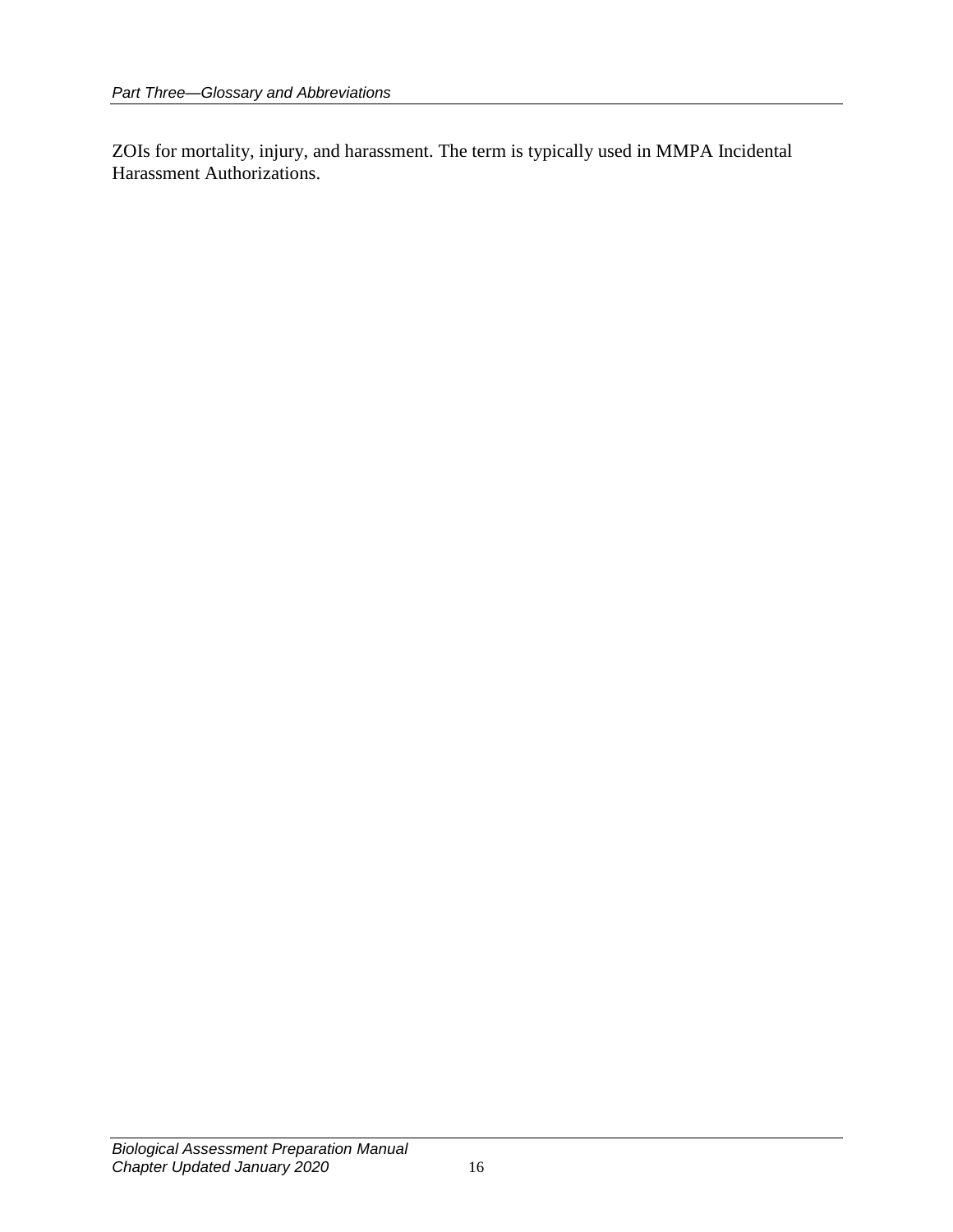ZOIs for mortality, injury, and harassment. The term is typically used in MMPA Incidental Harassment Authorizations.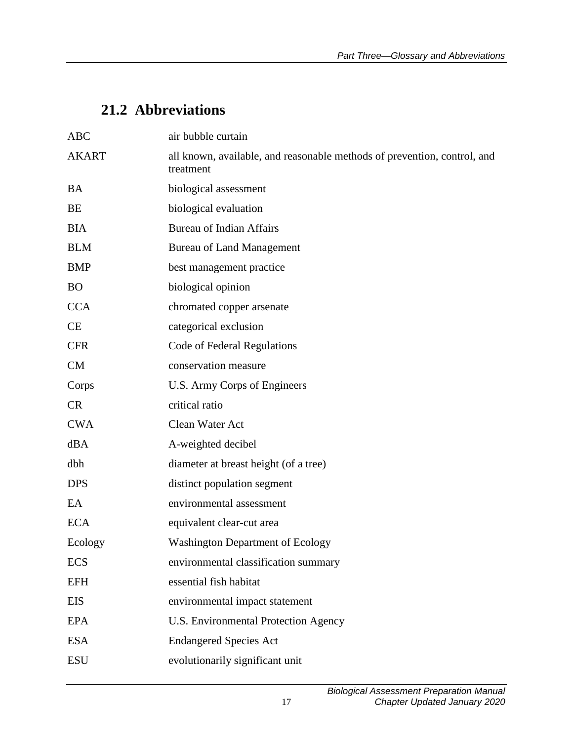## 21.2 Abbreviations

| | |
|---|---|
| ABC | air bubble curtain |
| AKART | all known, available, and reasonable methods of prevention, control, and treatment |
| BA | biological assessment |
| BE | biological evaluation |
| BIA | Bureau of Indian Affairs |
| BLM | Bureau of Land Management |
| BMP | best management practice |
| BO | biological opinion |
| CCA | chromated copper arsenate |
| CE | categorical exclusion |
| CFR | Code of Federal Regulations |
| CM | conservation measure |
| Corps | U.S. Army Corps of Engineers |
| CR | critical ratio |
| CWA | Clean Water Act |
| dBA | A-weighted decibel |
| dbh | diameter at breast height (of a tree) |
| DPS | distinct population segment |
| EA | environmental assessment |
| ECA | equivalent clear-cut area |
| Ecology | Washington Department of Ecology |
| ECS | environmental classification summary |
| EFH | essential fish habitat |
| EIS | environmental impact statement |
| EPA | U.S. Environmental Protection Agency |
| ESA | Endangered Species Act |
| ESU | evolutionarily significant unit |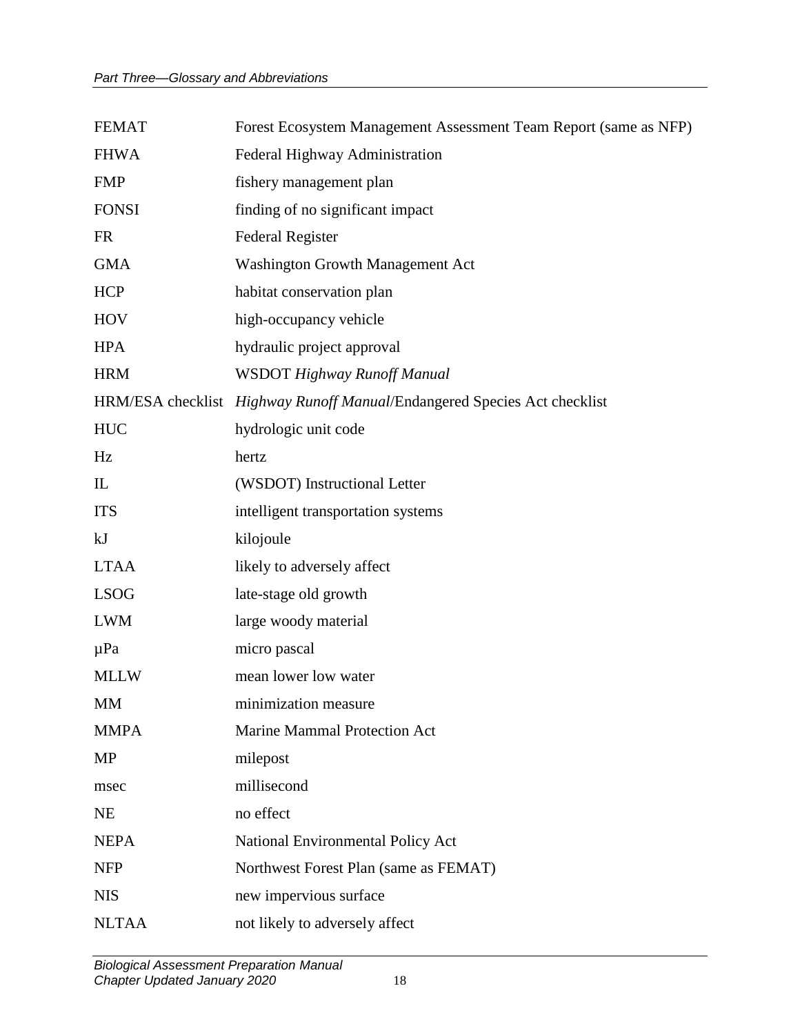| | |
|---|---|
| FEMAT | Forest Ecosystem Management Assessment Team Report (same as NFP) |
| FHWA | Federal Highway Administration |
| FMP | fishery management plan |
| FONSI | finding of no significant impact |
| FR | Federal Register |
| GMA | Washington Growth Management Act |
| HCP | habitat conservation plan |
| HOV | high-occupancy vehicle |
| HPA | hydraulic project approval |
| HRM | WSDOT *Highway Runoff Manual* |
| HRM/ESA checklist | *Highway Runoff Manual*/Endangered Species Act checklist |
| HUC | hydrologic unit code |
| Hz | hertz |
| IL | (WSDOT) Instructional Letter |
| ITS | intelligent transportation systems |
| kJ | kilojoule |
| LTAA | likely to adversely affect |
| LSOG | late-stage old growth |
| LWM | large woody material |
| µPa | micro pascal |
| MLLW | mean lower low water |
| MM | minimization measure |
| MMPA | Marine Mammal Protection Act |
| MP | milepost |
| msec | millisecond |
| NE | no effect |
| NEPA | National Environmental Policy Act |
| NFP | Northwest Forest Plan (same as FEMAT) |
| NIS | new impervious surface |
| NLTAA | not likely to adversely affect |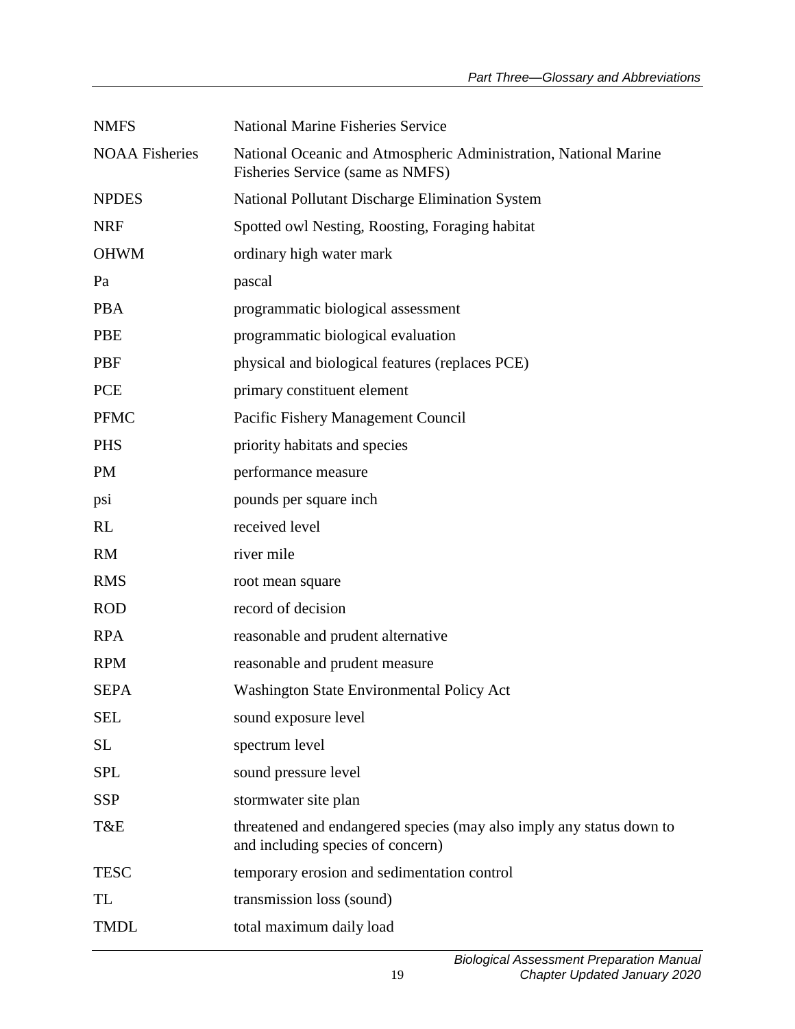| | |
|---|---|
| NMFS | National Marine Fisheries Service |
| NOAA Fisheries | National Oceanic and Atmospheric Administration, National Marine Fisheries Service (same as NMFS) |
| NPDES | National Pollutant Discharge Elimination System |
| NRF | Spotted owl Nesting, Roosting, Foraging habitat |
| OHWM | ordinary high water mark |
| Pa | pascal |
| PBA | programmatic biological assessment |
| PBE | programmatic biological evaluation |
| PBF | physical and biological features (replaces PCE) |
| PCE | primary constituent element |
| PFMC | Pacific Fishery Management Council |
| PHS | priority habitats and species |
| PM | performance measure |
| psi | pounds per square inch |
| RL | received level |
| RM | river mile |
| RMS | root mean square |
| ROD | record of decision |
| RPA | reasonable and prudent alternative |
| RPM | reasonable and prudent measure |
| SEPA | Washington State Environmental Policy Act |
| SEL | sound exposure level |
| SL | spectrum level |
| SPL | sound pressure level |
| SSP | stormwater site plan |
| T&E | threatened and endangered species (may also imply any status down to and including species of concern) |
| TESC | temporary erosion and sedimentation control |
| TL | transmission loss (sound) |
| TMDL | total maximum daily load |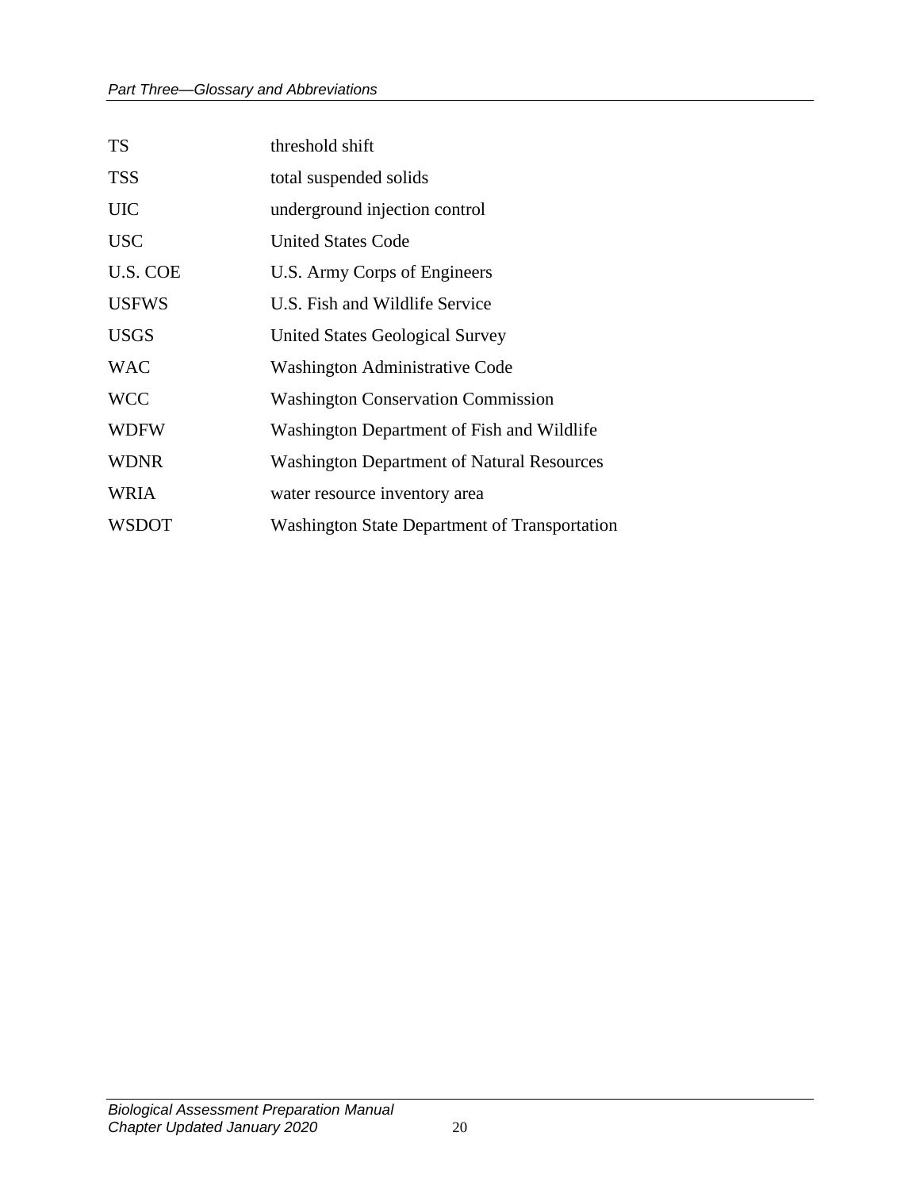| | |
|---|---|
| TS | threshold shift |
| TSS | total suspended solids |
| UIC | underground injection control |
| USC | United States Code |
| U.S. COE | U.S. Army Corps of Engineers |
| USFWS | U.S. Fish and Wildlife Service |
| USGS | United States Geological Survey |
| WAC | Washington Administrative Code |
| WCC | Washington Conservation Commission |
| WDFW | Washington Department of Fish and Wildlife |
| WDNR | Washington Department of Natural Resources |
| WRIA | water resource inventory area |
| WSDOT | Washington State Department of Transportation |